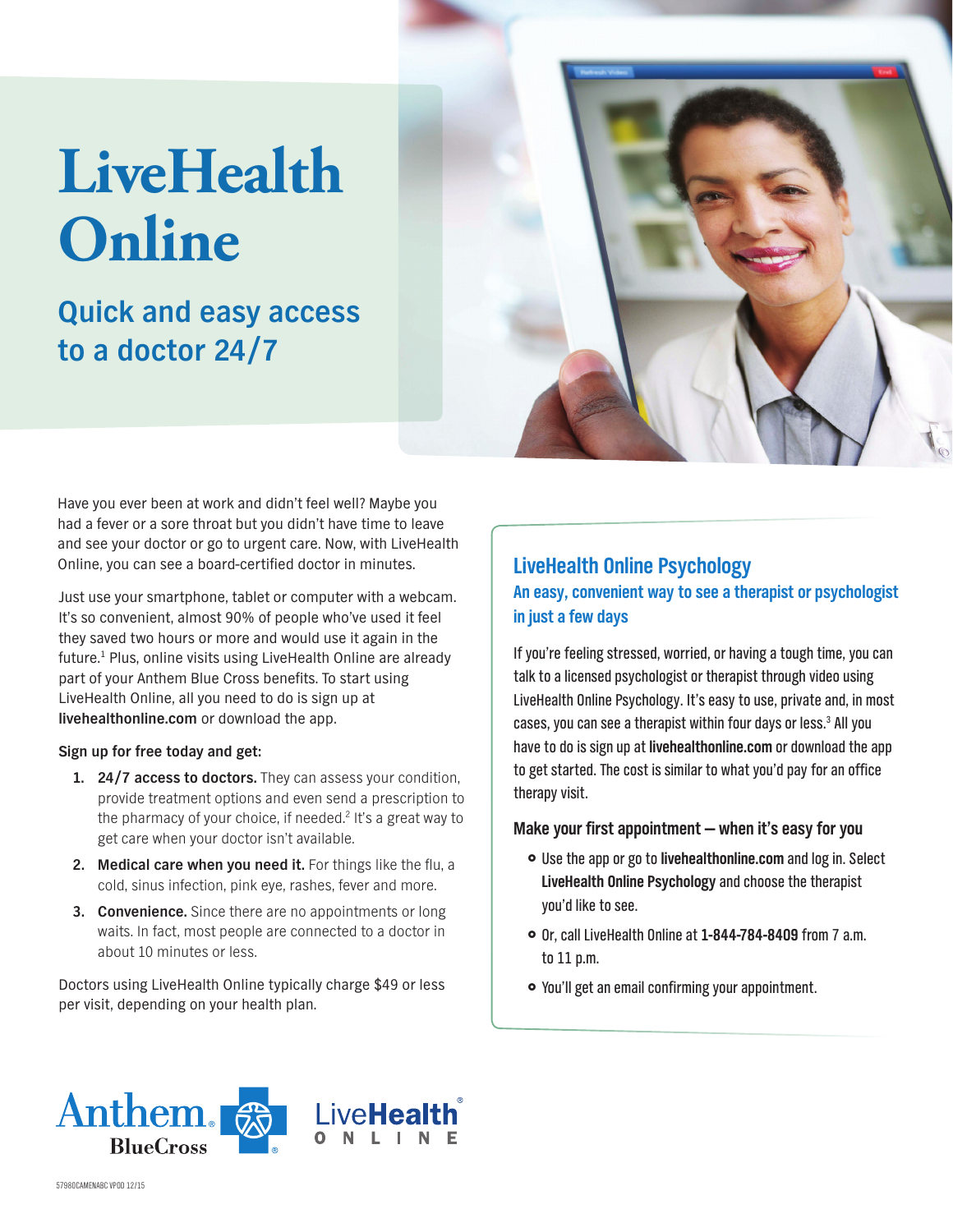# LiveHealth Online

## Quick and easy access to a doctor 24/7

Have you ever been at work and didn't feel well? Maybe you had a fever or a sore throat but you didn't have time to leave and see your doctor or go to urgent care. Now, with LiveHealth Online, you can see a board-certified doctor in minutes.

Just use your smartphone, tablet or computer with a webcam. It's so convenient, almost 90% of people who've used it feel they saved two hours or more and would use it again in the future.[1] Plus, online visits using LiveHealth Online are already part of your Anthem Blue Cross benefits. To start using LiveHealth Online, all you need to do is sign up at **livehealthonline.com** or download the app.

**Sign up for free today and get:**

1. **24/7 access to doctors.** They can assess your condition, provide treatment options and even send a prescription to the pharmacy of your choice, if needed.[2] It's a great way to get care when your doctor isn't available.
2. **Medical care when you need it.** For things like the flu, a cold, sinus infection, pink eye, rashes, fever and more.
3. **Convenience.** Since there are no appointments or long waits. In fact, most people are connected to a doctor in about 10 minutes or less.

Doctors using LiveHealth Online typically charge $49 or less per visit, depending on your health plan.

### LiveHealth Online Psychology

**An easy, convenient way to see a therapist or psychologist in just a few days**

If you're feeling stressed, worried, or having a tough time, you can talk to a licensed psychologist or therapist through video using LiveHealth Online Psychology. It's easy to use, private and, in most cases, you can see a therapist within four days or less.[3] All you have to do is sign up at **livehealthonline.com** or download the app to get started. The cost is similar to what you'd pay for an office therapy visit.

**Make your first appointment — when it's easy for you**

- Use the app or go to **livehealthonline.com** and log in. Select **LiveHealth Online Psychology** and choose the therapist you'd like to see.
- Or, call LiveHealth Online at **1-844-784-8409** from 7 a.m. to 11 p.m.
- You'll get an email confirming your appointment.

Anthem BlueCross | LiveHealth ONLINE

57980CAMENABC VPOD 12/15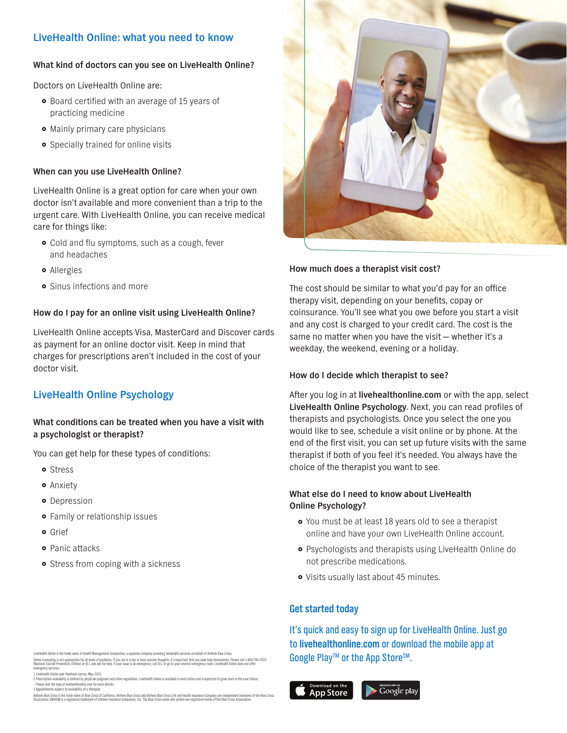## LiveHealth Online: what you need to know

### What kind of doctors can you see on LiveHealth Online?

Doctors on LiveHealth Online are:

- Board certified with an average of 15 years of practicing medicine
- Mainly primary care physicians
- Specially trained for online visits

### When can you use LiveHealth Online?

LiveHealth Online is a great option for care when your own doctor isn't available and more convenient than a trip to the urgent care. With LiveHealth Online, you can receive medical care for things like:

- Cold and flu symptoms, such as a cough, fever and headaches
- Allergies
- Sinus infections and more

### How do I pay for an online visit using LiveHealth Online?

LiveHealth Online accepts Visa, MasterCard and Discover cards as payment for an online doctor visit. Keep in mind that charges for prescriptions aren't included in the cost of your doctor visit.

## LiveHealth Online Psychology

### What conditions can be treated when you have a visit with a psychologist or therapist?

You can get help for these types of conditions:

- Stress
- Anxiety
- Depression
- Family or relationship issues
- Grief
- Panic attacks
- Stress from coping with a sickness

### How much does a therapist visit cost?

The cost should be similar to what you'd pay for an office therapy visit, depending on your benefits, copay or coinsurance. You'll see what you owe before you start a visit and any cost is charged to your credit card. The cost is the same no matter when you have the visit — whether it's a weekday, the weekend, evening or a holiday.

### How do I decide which therapist to see?

After you log in at **livehealthonline.com** or with the app, select **LiveHealth Online Psychology**. Next, you can read profiles of therapists and psychologists. Once you select the one you would like to see, schedule a visit online or by phone. At the end of the first visit, you can set up future visits with the same therapist if both of you feel it's needed. You always have the choice of the therapist you want to see.

### What else do I need to know about LiveHealth Online Psychology?

- You must be at least 18 years old to see a therapist online and have your own LiveHealth Online account.
- Psychologists and therapists using LiveHealth Online do not prescribe medications.
- Visits usually last about 45 minutes.

## Get started today

It's quick and easy to sign up for LiveHealth Online. Just go to **livehealthonline.com** or download the mobile app at Google Play™ or the App Store℠.

Download on the App Store

Android App on Google play

LiveHealth Online is the trade name of Health Management Corporation, a separate company providing telehealth services on behalf of Anthem Blue Cross.

Online counseling is not appropriate for all kinds of problems. If you are in crisis or have suicidal thoughts, it's important that you seek help immediately. Please call 1-800-784-2433 (National Suicide Prevention Lifeline) or 911 and ask for help. If your issue is an emergency, call 911 or go to your nearest emergency room. LiveHealth Online does not offer emergency services.

1 LiveHealth Online user feedback survey, May 2015.

2 Prescription availability is defined by physician judgment and state regulations. LiveHealth Online is available in most states and is expected to grow more in the near future. Please visit the map at livehealthonline.com for more details.

3 Appointments subject to availability of a therapist.

Anthem Blue Cross is the trade name of Blue Cross of California. Anthem Blue Cross and Anthem Blue Cross Life and Health Insurance Company are independent licensees of the Blue Cross Association. ANTHEM is a registered trademark of Anthem Insurance Companies, Inc. The Blue Cross name and symbol are registered marks of the Blue Cross Association.